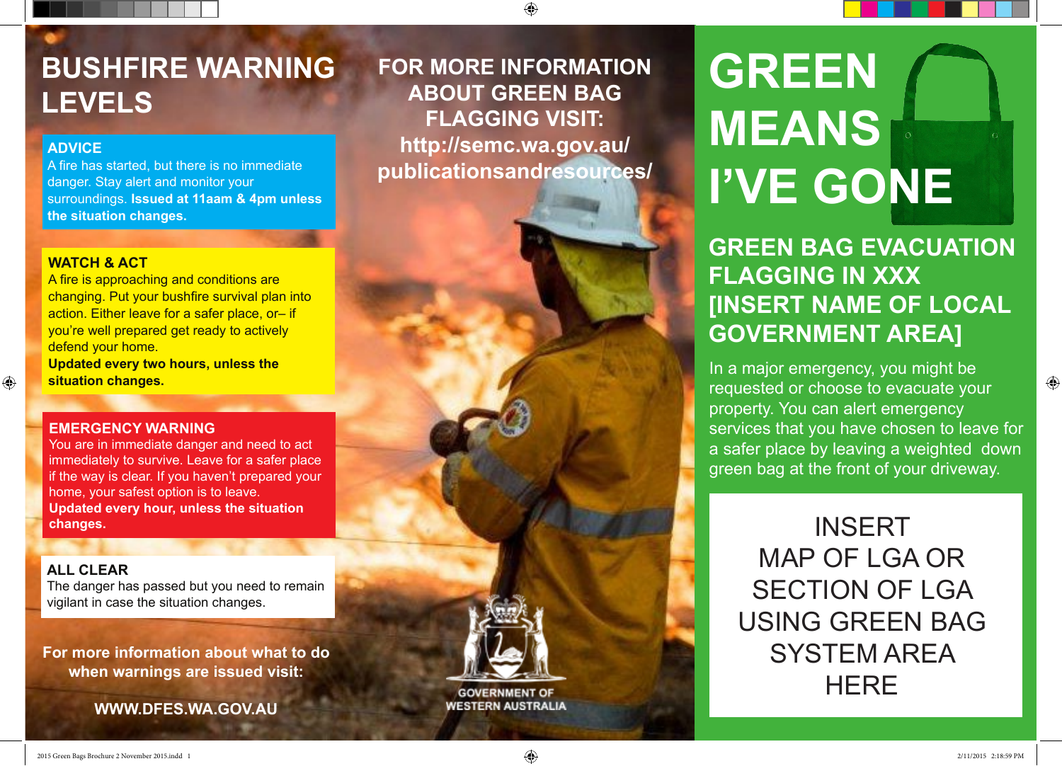# BUSHFIRE WARNING LEVELS

**ADVICE**
A fire has started, but there is no immediate danger. Stay alert and monitor your surroundings. **Issued at 11aam & 4pm unless the situation changes.**

**WATCH & ACT**
A fire is approaching and conditions are changing. Put your bushfire survival plan into action. Either leave for a safer place, or– if you're well prepared get ready to actively defend your home.
**Updated every two hours, unless the situation changes.**

**EMERGENCY WARNING**
You are in immediate danger and need to act immediately to survive. Leave for a safer place if the way is clear. If you haven't prepared your home, your safest option is to leave.
**Updated every hour, unless the situation changes.**

**ALL CLEAR**
The danger has passed but you need to remain vigilant in case the situation changes.

**For more information about what to do when warnings are issued visit:**

**WWW.DFES.WA.GOV.AU**

## FOR MORE INFORMATION ABOUT GREEN BAG FLAGGING VISIT: http://semc.wa.gov.au/publicationsandresources/

GOVERNMENT OF WESTERN AUSTRALIA

# GREEN MEANS I'VE GONE

## GREEN BAG EVACUATION FLAGGING IN XXX [INSERT NAME OF LOCAL GOVERNMENT AREA]

In a major emergency, you might be requested or choose to evacuate your property. You can alert emergency services that you have chosen to leave for a safer place by leaving a weighted down green bag at the front of your driveway.

INSERT MAP OF LGA OR SECTION OF LGA USING GREEN BAG SYSTEM AREA HERE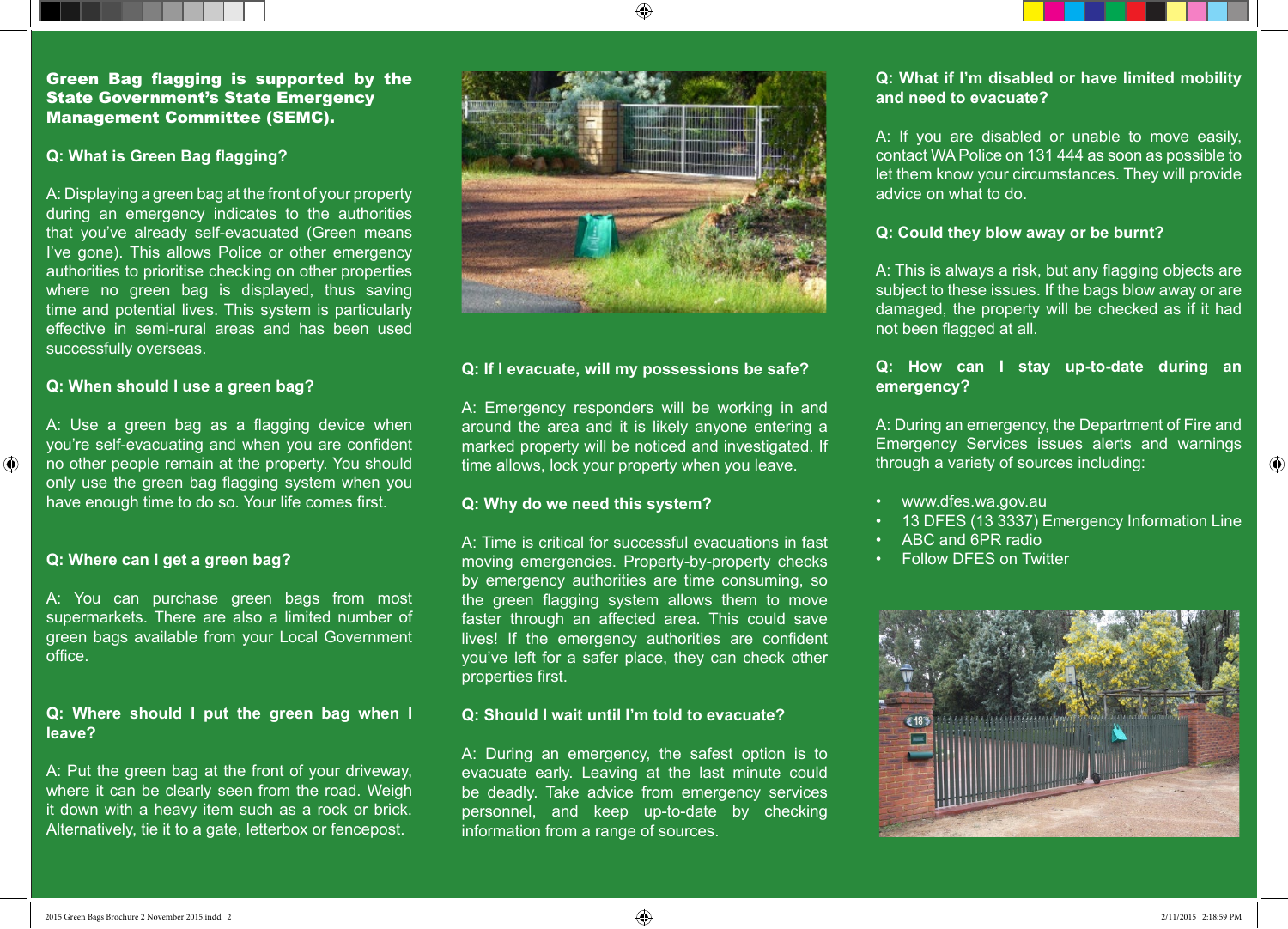**Green Bag flagging is supported by the State Government's State Emergency Management Committee (SEMC).**

**Q: What is Green Bag flagging?**

A: Displaying a green bag at the front of your property during an emergency indicates to the authorities that you've already self-evacuated (Green means I've gone). This allows Police or other emergency authorities to prioritise checking on other properties where no green bag is displayed, thus saving time and potential lives. This system is particularly effective in semi-rural areas and has been used successfully overseas.

**Q: When should I use a green bag?**

A: Use a green bag as a flagging device when you're self-evacuating and when you are confident no other people remain at the property. You should only use the green bag flagging system when you have enough time to do so. Your life comes first.

**Q: Where can I get a green bag?**

A: You can purchase green bags from most supermarkets. There are also a limited number of green bags available from your Local Government office.

**Q: Where should I put the green bag when I leave?**

A: Put the green bag at the front of your driveway, where it can be clearly seen from the road. Weigh it down with a heavy item such as a rock or brick. Alternatively, tie it to a gate, letterbox or fencepost.

**Q: If I evacuate, will my possessions be safe?**

A: Emergency responders will be working in and around the area and it is likely anyone entering a marked property will be noticed and investigated. If time allows, lock your property when you leave.

**Q: Why do we need this system?**

A: Time is critical for successful evacuations in fast moving emergencies. Property-by-property checks by emergency authorities are time consuming, so the green flagging system allows them to move faster through an affected area. This could save lives! If the emergency authorities are confident you've left for a safer place, they can check other properties first.

**Q: Should I wait until I'm told to evacuate?**

A: During an emergency, the safest option is to evacuate early. Leaving at the last minute could be deadly. Take advice from emergency services personnel, and keep up-to-date by checking information from a range of sources.

**Q: What if I'm disabled or have limited mobility and need to evacuate?**

A: If you are disabled or unable to move easily, contact WA Police on 131 444 as soon as possible to let them know your circumstances. They will provide advice on what to do.

**Q: Could they blow away or be burnt?**

A: This is always a risk, but any flagging objects are subject to these issues. If the bags blow away or are damaged, the property will be checked as if it had not been flagged at all.

**Q: How can I stay up-to-date during an emergency?**

A: During an emergency, the Department of Fire and Emergency Services issues alerts and warnings through a variety of sources including:

- www.dfes.wa.gov.au
- 13 DFES (13 3337) Emergency Information Line
- ABC and 6PR radio
- Follow DFES on Twitter